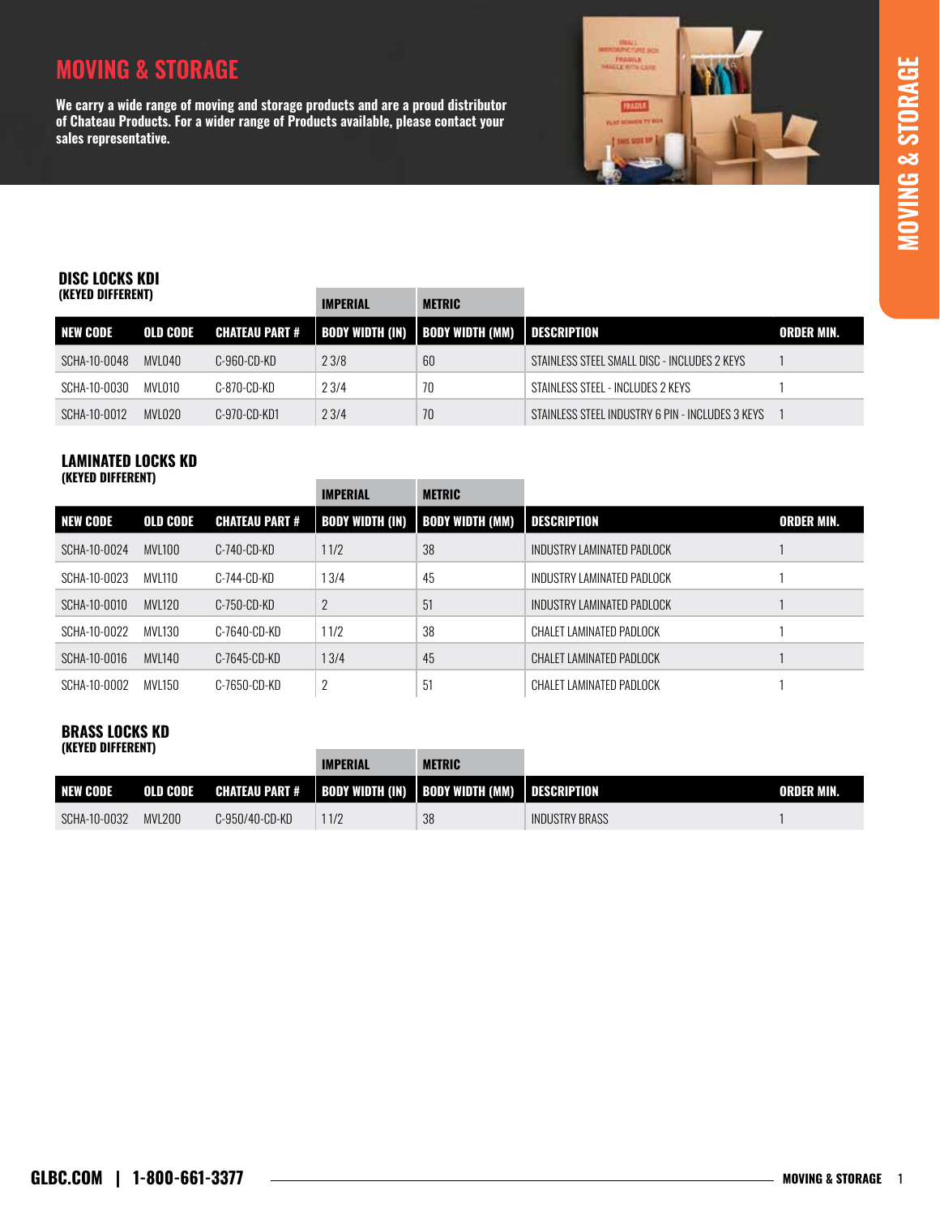# MOVING & STORAGE

**We carry a wide range of moving and storage products and are a proud distributor of Chateau Products. For a wider range of Products available, please contact your sales representative.**

## DISC LOCKS KDI
**(KEYED DIFFERENT)**

| | | | IMPERIAL | METRIC | | |
|---|---|---|---|---|---|---|
| **NEW CODE** | **OLD CODE** | **CHATEAU PART #** | **BODY WIDTH (IN)** | **BODY WIDTH (MM)** | **DESCRIPTION** | **ORDER MIN.** |
| SCHA-10-0048 | MVL040 | C-960-CD-KD | 2 3/8 | 60 | STAINLESS STEEL SMALL DISC - INCLUDES 2 KEYS | 1 |
| SCHA-10-0030 | MVL010 | C-870-CD-KD | 2 3/4 | 70 | STAINLESS STEEL - INCLUDES 2 KEYS | 1 |
| SCHA-10-0012 | MVL020 | C-970-CD-KD1 | 2 3/4 | 70 | STAINLESS STEEL INDUSTRY 6 PIN - INCLUDES 3 KEYS | 1 |

## LAMINATED LOCKS KD
**(KEYED DIFFERENT)**

| | | | IMPERIAL | METRIC | | |
|---|---|---|---|---|---|---|
| **NEW CODE** | **OLD CODE** | **CHATEAU PART #** | **BODY WIDTH (IN)** | **BODY WIDTH (MM)** | **DESCRIPTION** | **ORDER MIN.** |
| SCHA-10-0024 | MVL100 | C-740-CD-KD | 1 1/2 | 38 | INDUSTRY LAMINATED PADLOCK | 1 |
| SCHA-10-0023 | MVL110 | C-744-CD-KD | 1 3/4 | 45 | INDUSTRY LAMINATED PADLOCK | 1 |
| SCHA-10-0010 | MVL120 | C-750-CD-KD | 2 | 51 | INDUSTRY LAMINATED PADLOCK | 1 |
| SCHA-10-0022 | MVL130 | C-7640-CD-KD | 1 1/2 | 38 | CHALET LAMINATED PADLOCK | 1 |
| SCHA-10-0016 | MVL140 | C-7645-CD-KD | 1 3/4 | 45 | CHALET LAMINATED PADLOCK | 1 |
| SCHA-10-0002 | MVL150 | C-7650-CD-KD | 2 | 51 | CHALET LAMINATED PADLOCK | 1 |

## BRASS LOCKS KD
**(KEYED DIFFERENT)**

| | | | IMPERIAL | METRIC | | |
|---|---|---|---|---|---|---|
| **NEW CODE** | **OLD CODE** | **CHATEAU PART #** | **BODY WIDTH (IN)** | **BODY WIDTH (MM)** | **DESCRIPTION** | **ORDER MIN.** |
| SCHA-10-0032 | MVL200 | C-950/40-CD-KD | 1 1/2 | 38 | INDUSTRY BRASS | 1 |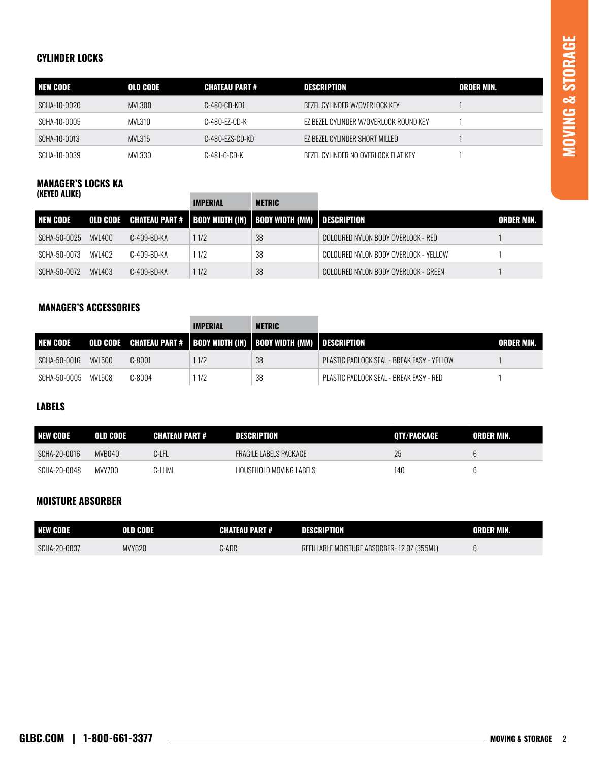### CYLINDER LOCKS

| NEW CODE | OLD CODE | CHATEAU PART # | DESCRIPTION | ORDER MIN. |
|---|---|---|---|---|
| SCHA-10-0020 | MVL300 | C-480-CD-KD1 | BEZEL CYLINDER W/OVERLOCK KEY | 1 |
| SCHA-10-0005 | MVL310 | C-480-EZ-CD-K | EZ BEZEL CYLINDER W/OVERLOCK ROUND KEY | 1 |
| SCHA-10-0013 | MVL315 | C-480-EZS-CD-KD | EZ BEZEL CYLINDER SHORT MILLED | 1 |
| SCHA-10-0039 | MVL330 | C-481-6-CD-K | BEZEL CYLINDER NO OVERLOCK FLAT KEY | 1 |

### MANAGER'S LOCKS KA
**(KEYED ALIKE)**

| | | | IMPERIAL | METRIC | | |
|---|---|---|---|---|---|---|
| NEW CODE | OLD CODE | CHATEAU PART # | BODY WIDTH (IN) | BODY WIDTH (MM) | DESCRIPTION | ORDER MIN. |
| SCHA-50-0025 | MVL400 | C-409-BD-KA | 1 1/2 | 38 | COLOURED NYLON BODY OVERLOCK - RED | 1 |
| SCHA-50-0073 | MVL402 | C-409-BD-KA | 1 1/2 | 38 | COLOURED NYLON BODY OVERLOCK - YELLOW | 1 |
| SCHA-50-0072 | MVL403 | C-409-BD-KA | 1 1/2 | 38 | COLOURED NYLON BODY OVERLOCK - GREEN | 1 |

### MANAGER'S ACCESSORIES

| | | | IMPERIAL | METRIC | | |
|---|---|---|---|---|---|---|
| NEW CODE | OLD CODE | CHATEAU PART # | BODY WIDTH (IN) | BODY WIDTH (MM) | DESCRIPTION | ORDER MIN. |
| SCHA-50-0016 | MVL500 | C-8001 | 1 1/2 | 38 | PLASTIC PADLOCK SEAL - BREAK EASY - YELLOW | 1 |
| SCHA-50-0005 | MVL508 | C-8004 | 1 1/2 | 38 | PLASTIC PADLOCK SEAL - BREAK EASY - RED | 1 |

### LABELS

| NEW CODE | OLD CODE | CHATEAU PART # | DESCRIPTION | QTY/PACKAGE | ORDER MIN. |
|---|---|---|---|---|---|
| SCHA-20-0016 | MVB040 | C-LFL | FRAGILE LABELS PACKAGE | 25 | 6 |
| SCHA-20-0048 | MVY700 | C-LHML | HOUSEHOLD MOVING LABELS | 140 | 6 |

### MOISTURE ABSORBER

| NEW CODE | OLD CODE | CHATEAU PART # | DESCRIPTION | ORDER MIN. |
|---|---|---|---|---|
| SCHA-20-0037 | MVY620 | C-ADR | REFILLABLE MOISTURE ABSORBER- 12 OZ (355ML) | 6 |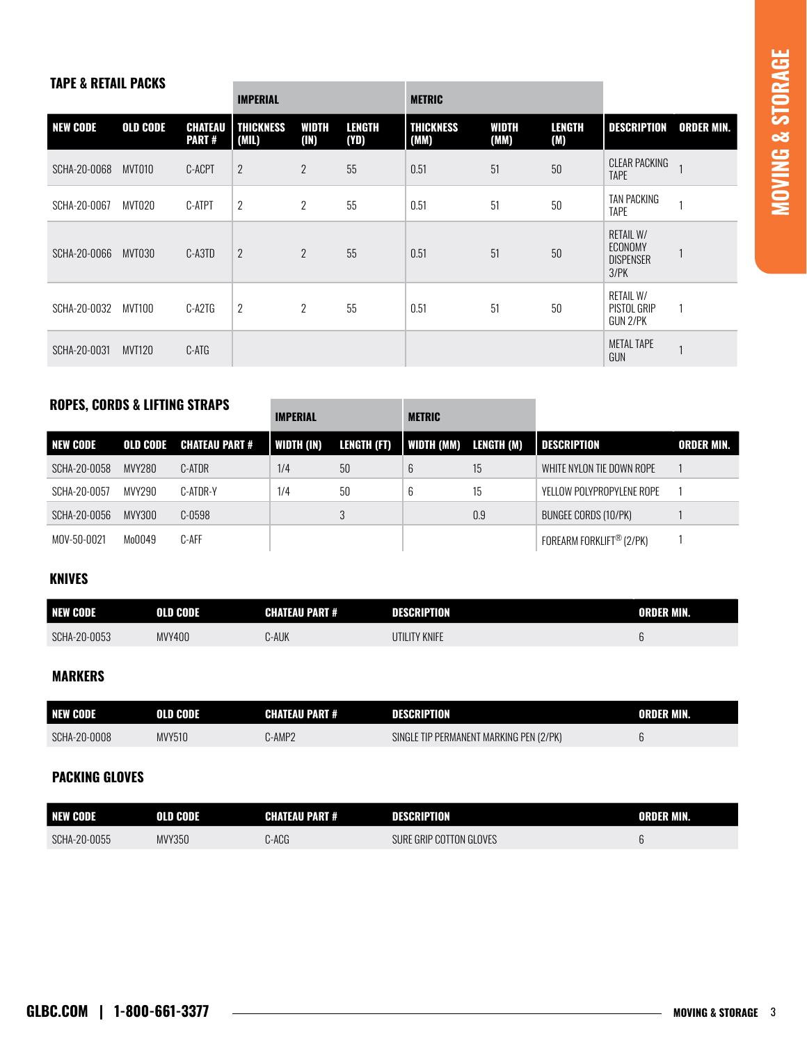## TAPE & RETAIL PACKS

| NEW CODE | OLD CODE | CHATEAU PART # | IMPERIAL | | | METRIC | | | DESCRIPTION | ORDER MIN. |
|---|---|---|---|---|---|---|---|---|---|---|
| | | | THICKNESS (MIL) | WIDTH (IN) | LENGTH (YD) | THICKNESS (MM) | WIDTH (MM) | LENGTH (M) | | |
| SCHA-20-0068 | MVT010 | C-ACPT | 2 | 2 | 55 | 0.51 | 51 | 50 | CLEAR PACKING TAPE | 1 |
| SCHA-20-0067 | MVT020 | C-ATPT | 2 | 2 | 55 | 0.51 | 51 | 50 | TAN PACKING TAPE | 1 |
| SCHA-20-0066 | MVT030 | C-A3TD | 2 | 2 | 55 | 0.51 | 51 | 50 | RETAIL W/ ECONOMY DISPENSER 3/PK | 1 |
| SCHA-20-0032 | MVT100 | C-A2TG | 2 | 2 | 55 | 0.51 | 51 | 50 | RETAIL W/ PISTOL GRIP GUN 2/PK | 1 |
| SCHA-20-0031 | MVT120 | C-ATG | | | | | | | METAL TAPE GUN | 1 |

## ROPES, CORDS & LIFTING STRAPS

| NEW CODE | OLD CODE | CHATEAU PART # | IMPERIAL | | METRIC | | DESCRIPTION | ORDER MIN. |
|---|---|---|---|---|---|---|---|---|
| | | | WIDTH (IN) | LENGTH (FT) | WIDTH (MM) | LENGTH (M) | | |
| SCHA-20-0058 | MVY280 | C-ATDR | 1/4 | 50 | 6 | 15 | WHITE NYLON TIE DOWN ROPE | 1 |
| SCHA-20-0057 | MVY290 | C-ATDR-Y | 1/4 | 50 | 6 | 15 | YELLOW POLYPROPYLENE ROPE | 1 |
| SCHA-20-0056 | MVY300 | C-0598 | | 3 | | 0.9 | BUNGEE CORDS (10/PK) | 1 |
| MOV-50-0021 | Mo0049 | C-AFF | | | | | FOREARM FORKLIFT® (2/PK) | 1 |

## KNIVES

| NEW CODE | OLD CODE | CHATEAU PART # | DESCRIPTION | ORDER MIN. |
|---|---|---|---|---|
| SCHA-20-0053 | MVY400 | C-AUK | UTILITY KNIFE | 6 |

## MARKERS

| NEW CODE | OLD CODE | CHATEAU PART # | DESCRIPTION | ORDER MIN. |
|---|---|---|---|---|
| SCHA-20-0008 | MVY510 | C-AMP2 | SINGLE TIP PERMANENT MARKING PEN (2/PK) | 6 |

## PACKING GLOVES

| NEW CODE | OLD CODE | CHATEAU PART # | DESCRIPTION | ORDER MIN. |
|---|---|---|---|---|
| SCHA-20-0055 | MVY350 | C-ACG | SURE GRIP COTTON GLOVES | 6 |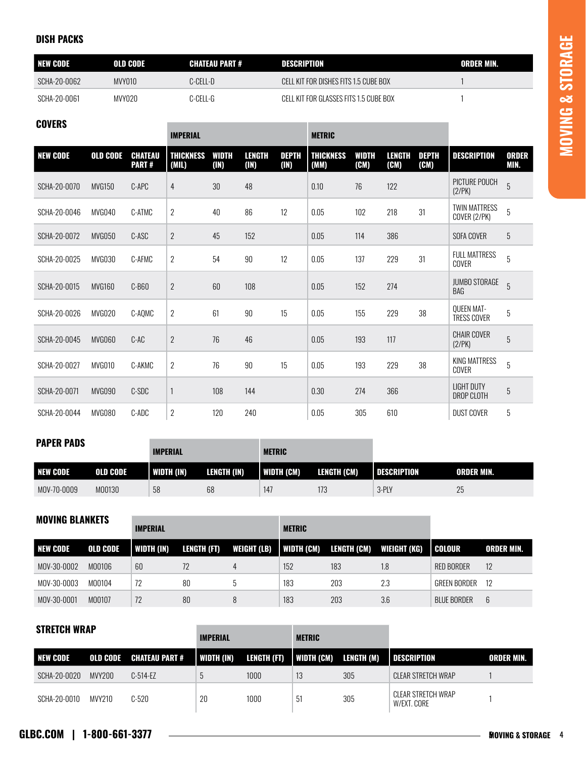## DISH PACKS

| NEW CODE | OLD CODE | CHATEAU PART # | DESCRIPTION | ORDER MIN. |
|---|---|---|---|---|
| SCHA-20-0062 | MVY010 | C-CELL-D | CELL KIT FOR DISHES FITS 1.5 CUBE BOX | 1 |
| SCHA-20-0061 | MVY020 | C-CELL-G | CELL KIT FOR GLASSES FITS 1.5 CUBE BOX | 1 |

## COVERS

| | | | IMPERIAL | | | | METRIC | | | | | |
|---|---|---|---|---|---|---|---|---|---|---|---|---|
| NEW CODE | OLD CODE | CHATEAU PART # | THICKNESS (MIL) | WIDTH (IN) | LENGTH (IN) | DEPTH (IN) | THICKNESS (MM) | WIDTH (CM) | LENGTH (CM) | DEPTH (CM) | DESCRIPTION | ORDER MIN. |
| SCHA-20-0070 | MVG150 | C-APC | 4 | 30 | 48 | | 0.10 | 76 | 122 | | PICTURE POUCH (2/PK) | 5 |
| SCHA-20-0046 | MVG040 | C-ATMC | 2 | 40 | 86 | 12 | 0.05 | 102 | 218 | 31 | TWIN MATTRESS COVER (2/PK) | 5 |
| SCHA-20-0072 | MVG050 | C-ASC | 2 | 45 | 152 | | 0.05 | 114 | 386 | | SOFA COVER | 5 |
| SCHA-20-0025 | MVG030 | C-AFMC | 2 | 54 | 90 | 12 | 0.05 | 137 | 229 | 31 | FULL MATTRESS COVER | 5 |
| SCHA-20-0015 | MVG160 | C-B60 | 2 | 60 | 108 | | 0.05 | 152 | 274 | | JUMBO STORAGE BAG | 5 |
| SCHA-20-0026 | MVG020 | C-AQMC | 2 | 61 | 90 | 15 | 0.05 | 155 | 229 | 38 | QUEEN MATTRESS COVER | 5 |
| SCHA-20-0045 | MVG060 | C-AC | 2 | 76 | 46 | | 0.05 | 193 | 117 | | CHAIR COVER (2/PK) | 5 |
| SCHA-20-0027 | MVG010 | C-AKMC | 2 | 76 | 90 | 15 | 0.05 | 193 | 229 | 38 | KING MATTRESS COVER | 5 |
| SCHA-20-0071 | MVG090 | C-SDC | 1 | 108 | 144 | | 0.30 | 274 | 366 | | LIGHT DUTY DROP CLOTH | 5 |
| SCHA-20-0044 | MVG080 | C-ADC | 2 | 120 | 240 | | 0.05 | 305 | 610 | | DUST COVER | 5 |

## PAPER PADS

| | | IMPERIAL | | METRIC | | | |
|---|---|---|---|---|---|---|---|
| NEW CODE | OLD CODE | WIDTH (IN) | LENGTH (IN) | WIDTH (CM) | LENGTH (CM) | DESCRIPTION | ORDER MIN. |
| MOV-70-0009 | MO0130 | 58 | 68 | 147 | 173 | 3-PLY | 25 |

## MOVING BLANKETS

| | | IMPERIAL | | | METRIC | | | | |
|---|---|---|---|---|---|---|---|---|---|
| NEW CODE | OLD CODE | WIDTH (IN) | LENGTH (FT) | WEIGHT (LB) | WIDTH (CM) | LENGTH (CM) | WIEIGHT (KG) | COLOUR | ORDER MIN. |
| MOV-30-0002 | MO0106 | 60 | 72 | 4 | 152 | 183 | 1.8 | RED BORDER | 12 |
| MOV-30-0003 | MO0104 | 72 | 80 | 5 | 183 | 203 | 2.3 | GREEN BORDER | 12 |
| MOV-30-0001 | MO0107 | 72 | 80 | 8 | 183 | 203 | 3.6 | BLUE BORDER | 6 |

## STRETCH WRAP

| | | | IMPERIAL | | METRIC | | | |
|---|---|---|---|---|---|---|---|---|
| NEW CODE | OLD CODE | CHATEAU PART # | WIDTH (IN) | LENGTH (FT) | WIDTH (CM) | LENGTH (M) | DESCRIPTION | ORDER MIN. |
| SCHA-20-0020 | MVY200 | C-514-EZ | 5 | 1000 | 13 | 305 | CLEAR STRETCH WRAP | 1 |
| SCHA-20-0010 | MVY210 | C-520 | 20 | 1000 | 51 | 305 | CLEAR STRETCH WRAP W/EXT. CORE | 1 |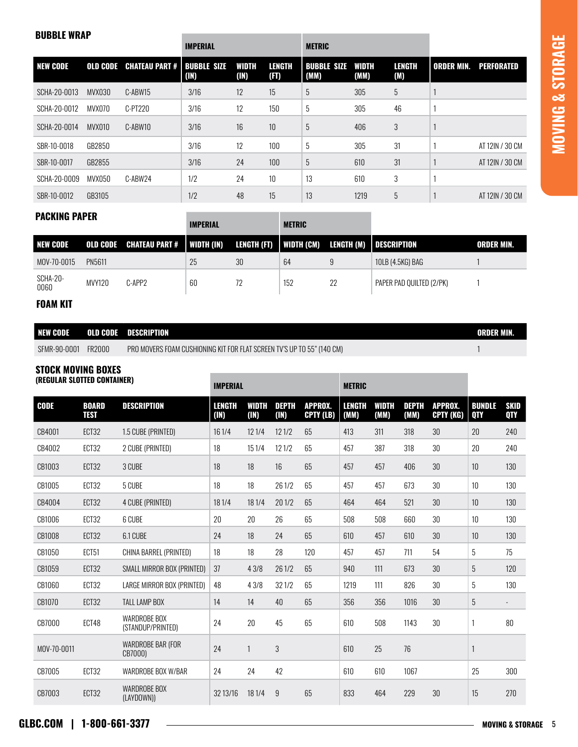## BUBBLE WRAP

| | | | IMPERIAL | | | METRIC | | | | |
|---|---|---|---|---|---|---|---|---|---|---|
| **NEW CODE** | **OLD CODE** | **CHATEAU PART #** | **BUBBLE SIZE (IN)** | **WIDTH (IN)** | **LENGTH (FT)** | **BUBBLE SIZE (MM)** | **WIDTH (MM)** | **LENGTH (M)** | **ORDER MIN.** | **PERFORATED** |
| SCHA-20-0013 | MVX030 | C-ABW15 | 3/16 | 12 | 15 | 5 | 305 | 5 | 1 | |
| SCHA-20-0012 | MVX070 | C-PT220 | 3/16 | 12 | 150 | 5 | 305 | 46 | 1 | |
| SCHA-20-0014 | MVX010 | C-ABW10 | 3/16 | 16 | 10 | 5 | 406 | 3 | 1 | |
| SBR-10-0018 | GB2850 | | 3/16 | 12 | 100 | 5 | 305 | 31 | 1 | AT 12IN / 30 CM |
| SBR-10-0017 | GB2855 | | 3/16 | 24 | 100 | 5 | 610 | 31 | 1 | AT 12IN / 30 CM |
| SCHA-20-0009 | MVX050 | C-ABW24 | 1/2 | 24 | 10 | 13 | 610 | 3 | 1 | |
| SBR-10-0012 | GB3105 | | 1/2 | 48 | 15 | 13 | 1219 | 5 | 1 | AT 12IN / 30 CM |

## PACKING PAPER

| | | | IMPERIAL | | METRIC | | | |
|---|---|---|---|---|---|---|---|---|
| **NEW CODE** | **OLD CODE** | **CHATEAU PART #** | **WIDTH (IN)** | **LENGTH (FT)** | **WIDTH (CM)** | **LENGTH (M)** | **DESCRIPTION** | **ORDER MIN.** |
| MOV-70-0015 | PN5611 | | 25 | 30 | 64 | 9 | 10LB (4.5KG) BAG | 1 |
| SCHA-20-0060 | MVY120 | C-APP2 | 60 | 72 | 152 | 22 | PAPER PAD QUILTED (2/PK) | 1 |

## FOAM KIT

| NEW CODE | OLD CODE | DESCRIPTION | ORDER MIN. |
|---|---|---|---|
| SFMR-90-0001 | FR2000 | PRO MOVERS FOAM CUSHIONING KIT FOR FLAT SCREEN TV'S UP TO 55" (140 CM) | 1 |

## STOCK MOVING BOXES
### (REGULAR SLOTTED CONTAINER)

| | | | IMPERIAL | | | | METRIC | | | | | |
|---|---|---|---|---|---|---|---|---|---|---|---|---|
| **CODE** | **BOARD TEST** | **DESCRIPTION** | **LENGTH (IN)** | **WIDTH (IN)** | **DEPTH (IN)** | **APPROX. CPTY (LB)** | **LENGTH (MM)** | **WIDTH (MM)** | **DEPTH (MM)** | **APPROX. CPTY (KG)** | **BUNDLE QTY** | **SKID QTY** |
| CB4001 | ECT32 | 1.5 CUBE (PRINTED) | 16 1/4 | 12 1/4 | 12 1/2 | 65 | 413 | 311 | 318 | 30 | 20 | 240 |
| CB4002 | ECT32 | 2 CUBE (PRINTED) | 18 | 15 1/4 | 12 1/2 | 65 | 457 | 387 | 318 | 30 | 20 | 240 |
| CB1003 | ECT32 | 3 CUBE | 18 | 18 | 16 | 65 | 457 | 457 | 406 | 30 | 10 | 130 |
| CB1005 | ECT32 | 5 CUBE | 18 | 18 | 26 1/2 | 65 | 457 | 457 | 673 | 30 | 10 | 130 |
| CB4004 | ECT32 | 4 CUBE (PRINTED) | 18 1/4 | 18 1/4 | 20 1/2 | 65 | 464 | 464 | 521 | 30 | 10 | 130 |
| CB1006 | ECT32 | 6 CUBE | 20 | 20 | 26 | 65 | 508 | 508 | 660 | 30 | 10 | 130 |
| CB1008 | ECT32 | 6.1 CUBE | 24 | 18 | 24 | 65 | 610 | 457 | 610 | 30 | 10 | 130 |
| CB1050 | ECT51 | CHINA BARREL (PRINTED) | 18 | 18 | 28 | 120 | 457 | 457 | 711 | 54 | 5 | 75 |
| CB1059 | ECT32 | SMALL MIRROR BOX (PRINTED) | 37 | 4 3/8 | 26 1/2 | 65 | 940 | 111 | 673 | 30 | 5 | 120 |
| CB1060 | ECT32 | LARGE MIRROR BOX (PRINTED) | 48 | 4 3/8 | 32 1/2 | 65 | 1219 | 111 | 826 | 30 | 5 | 130 |
| CB1070 | ECT32 | TALL LAMP BOX | 14 | 14 | 40 | 65 | 356 | 356 | 1016 | 30 | 5 | - |
| CB7000 | ECT48 | WARDROBE BOX (STANDUP/PRINTED) | 24 | 20 | 45 | 65 | 610 | 508 | 1143 | 30 | 1 | 80 |
| MOV-70-0011 | | WARDROBE BAR (FOR CB7000) | 24 | 1 | 3 | | 610 | 25 | 76 | | 1 | |
| CB7005 | ECT32 | WARDROBE BOX W/BAR | 24 | 24 | 42 | | 610 | 610 | 1067 | | 25 | 300 |
| CB7003 | ECT32 | WARDROBE BOX (LAYDOWN)) | 32 13/16 | 18 1/4 | 9 | 65 | 833 | 464 | 229 | 30 | 15 | 270 |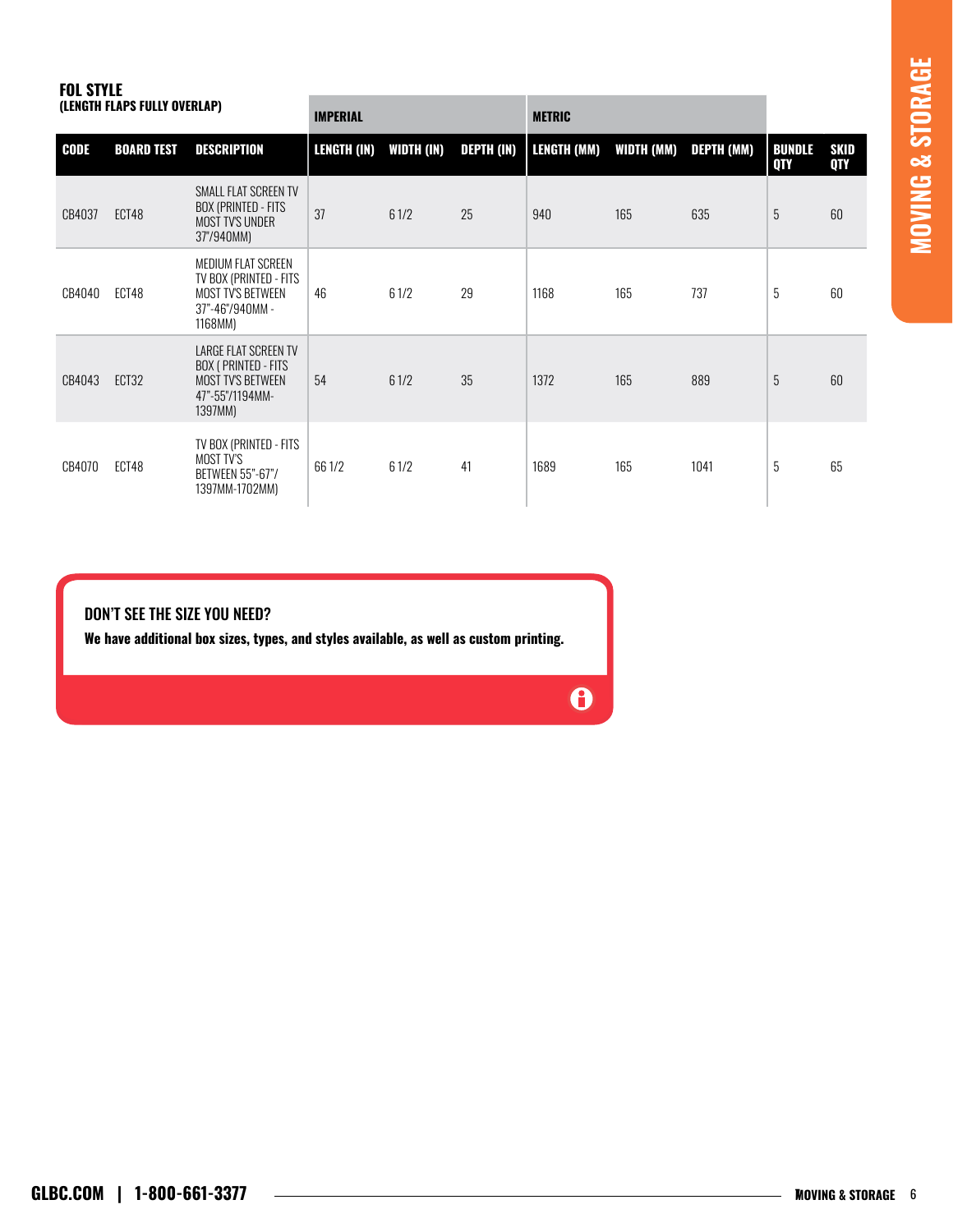### FOL STYLE
**(LENGTH FLAPS FULLY OVERLAP)**

| | | | IMPERIAL | | | METRIC | | | | |
|---|---|---|---|---|---|---|---|---|---|---|
| **CODE** | **BOARD TEST** | **DESCRIPTION** | **LENGTH (IN)** | **WIDTH (IN)** | **DEPTH (IN)** | **LENGTH (MM)** | **WIDTH (MM)** | **DEPTH (MM)** | **BUNDLE QTY** | **SKID QTY** |
| CB4037 | ECT48 | SMALL FLAT SCREEN TV BOX (PRINTED - FITS MOST TV'S UNDER 37"/940MM) | 37 | 6 1/2 | 25 | 940 | 165 | 635 | 5 | 60 |
| CB4040 | ECT48 | MEDIUM FLAT SCREEN TV BOX (PRINTED - FITS MOST TV'S BETWEEN 37"-46"/940MM - 1168MM) | 46 | 6 1/2 | 29 | 1168 | 165 | 737 | 5 | 60 |
| CB4043 | ECT32 | LARGE FLAT SCREEN TV BOX ( PRINTED - FITS MOST TV'S BETWEEN 47"-55"/1194MM-1397MM) | 54 | 6 1/2 | 35 | 1372 | 165 | 889 | 5 | 60 |
| CB4070 | ECT48 | TV BOX (PRINTED - FITS MOST TV'S BETWEEN 55"-67"/ 1397MM-1702MM) | 66 1/2 | 6 1/2 | 41 | 1689 | 165 | 1041 | 5 | 65 |

**DON'T SEE THE SIZE YOU NEED?**

**We have additional box sizes, types, and styles available, as well as custom printing.**

**GLBC.COM | 1-800-661-3377**